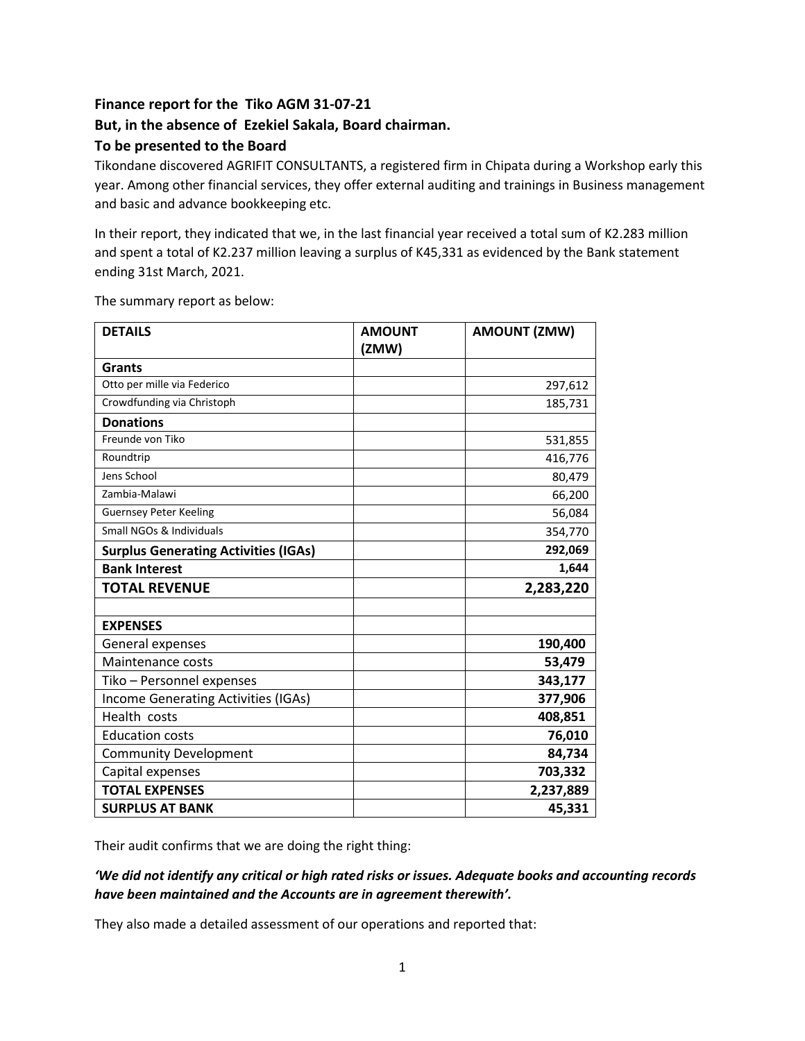**Finance report for the Tiko AGM 31-07-21**

**But, in the absence of Ezekiel Sakala, Board chairman.**

**To be presented to the Board**

Tikondane discovered AGRIFIT CONSULTANTS, a registered firm in Chipata during a Workshop early this year. Among other financial services, they offer external auditing and trainings in Business management and basic and advance bookkeeping etc.

In their report, they indicated that we, in the last financial year received a total sum of K2.283 million and spent a total of K2.237 million leaving a surplus of K45,331 as evidenced by the Bank statement ending 31st March, 2021.

The summary report as below:

| DETAILS | AMOUNT (ZMW) | AMOUNT (ZMW) |
|---|---|---|
| **Grants** | | |
| Otto per mille via Federico | | 297,612 |
| Crowdfunding via Christoph | | 185,731 |
| **Donations** | | |
| Freunde von Tiko | | 531,855 |
| Roundtrip | | 416,776 |
| Jens School | | 80,479 |
| Zambia-Malawi | | 66,200 |
| Guernsey Peter Keeling | | 56,084 |
| Small NGOs & Individuals | | 354,770 |
| **Surplus Generating Activities (IGAs)** | | **292,069** |
| **Bank Interest** | | **1,644** |
| **TOTAL REVENUE** | | **2,283,220** |
| | | |
| **EXPENSES** | | |
| General expenses | | **190,400** |
| Maintenance costs | | **53,479** |
| Tiko – Personnel expenses | | **343,177** |
| Income Generating Activities (IGAs) | | **377,906** |
| Health costs | | **408,851** |
| Education costs | | **76,010** |
| Community Development | | **84,734** |
| Capital expenses | | **703,332** |
| **TOTAL EXPENSES** | | **2,237,889** |
| **SURPLUS AT BANK** | | **45,331** |

Their audit confirms that we are doing the right thing:

***'We did not identify any critical or high rated risks or issues. Adequate books and accounting records have been maintained and the Accounts are in agreement therewith'.***

They also made a detailed assessment of our operations and reported that: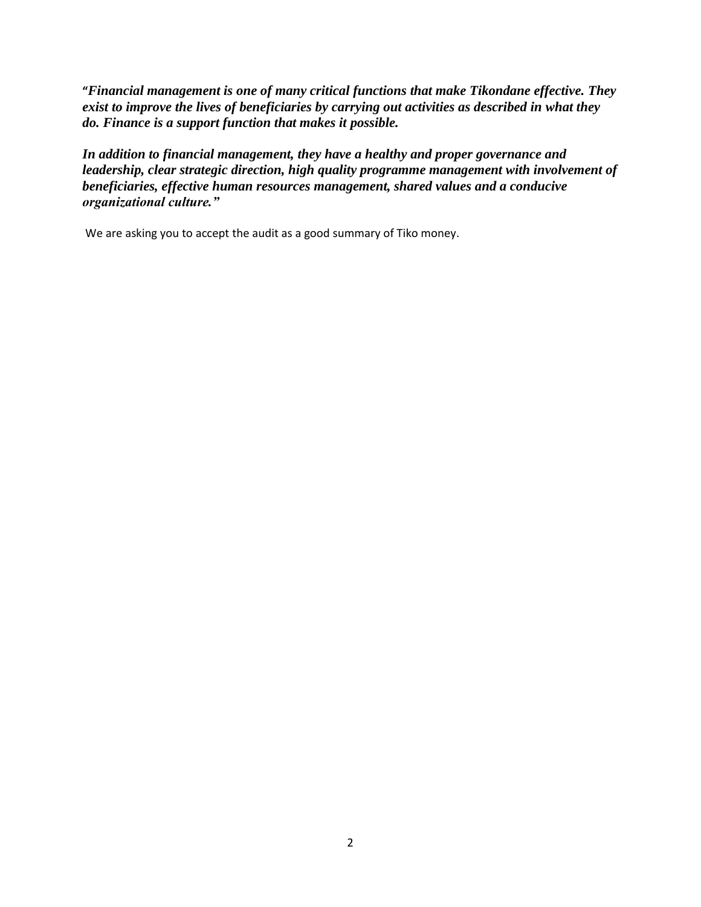***"Financial management is one of many critical functions that make Tikondane effective. They exist to improve the lives of beneficiaries by carrying out activities as described in what they do. Finance is a support function that makes it possible.***

***In addition to financial management, they have a healthy and proper governance and leadership, clear strategic direction, high quality programme management with involvement of beneficiaries, effective human resources management, shared values and a conducive organizational culture."***

We are asking you to accept the audit as a good summary of Tiko money.